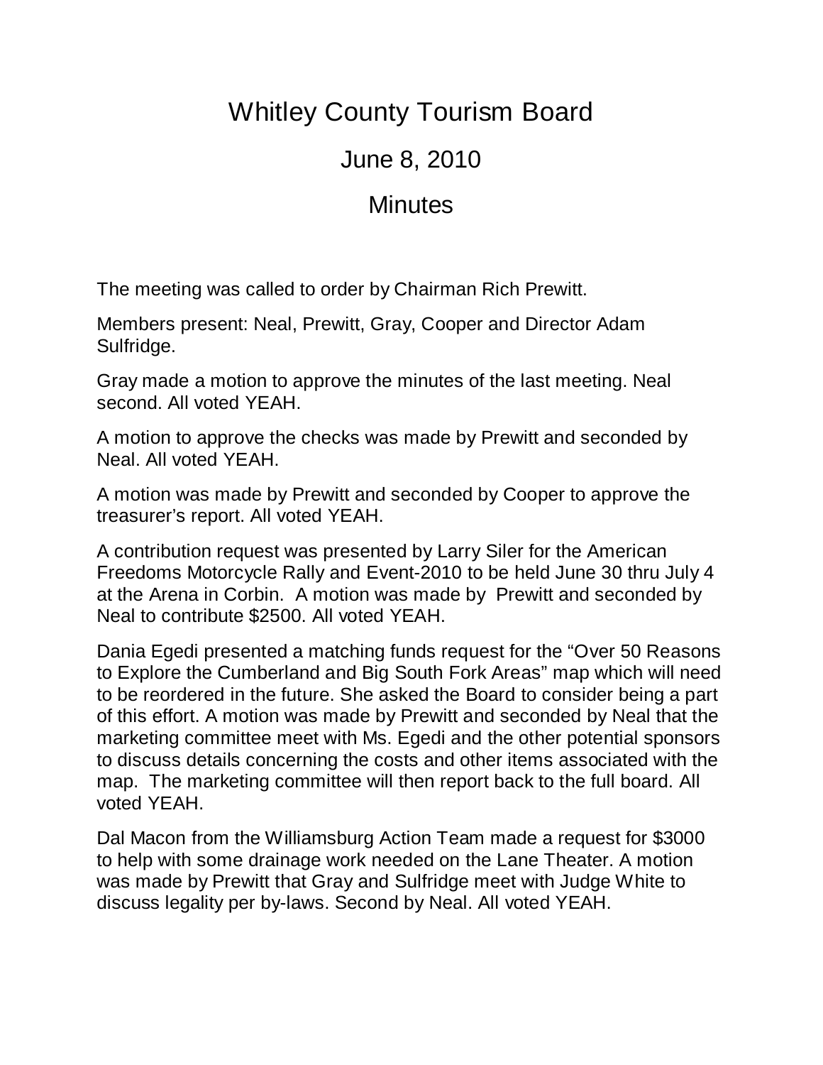# Whitley County Tourism Board

## June 8, 2010

## Minutes

The meeting was called to order by Chairman Rich Prewitt.

Members present: Neal, Prewitt, Gray, Cooper and Director Adam Sulfridge.

Gray made a motion to approve the minutes of the last meeting. Neal second. All voted YEAH.

A motion to approve the checks was made by Prewitt and seconded by Neal. All voted YEAH.

A motion was made by Prewitt and seconded by Cooper to approve the treasurer's report. All voted YEAH.

A contribution request was presented by Larry Siler for the American Freedoms Motorcycle Rally and Event-2010 to be held June 30 thru July 4 at the Arena in Corbin. A motion was made by Prewitt and seconded by Neal to contribute $2500. All voted YEAH.

Dania Egedi presented a matching funds request for the "Over 50 Reasons to Explore the Cumberland and Big South Fork Areas" map which will need to be reordered in the future. She asked the Board to consider being a part of this effort. A motion was made by Prewitt and seconded by Neal that the marketing committee meet with Ms. Egedi and the other potential sponsors to discuss details concerning the costs and other items associated with the map. The marketing committee will then report back to the full board. All voted YEAH.

Dal Macon from the Williamsburg Action Team made a request for $3000 to help with some drainage work needed on the Lane Theater. A motion was made by Prewitt that Gray and Sulfridge meet with Judge White to discuss legality per by-laws. Second by Neal. All voted YEAH.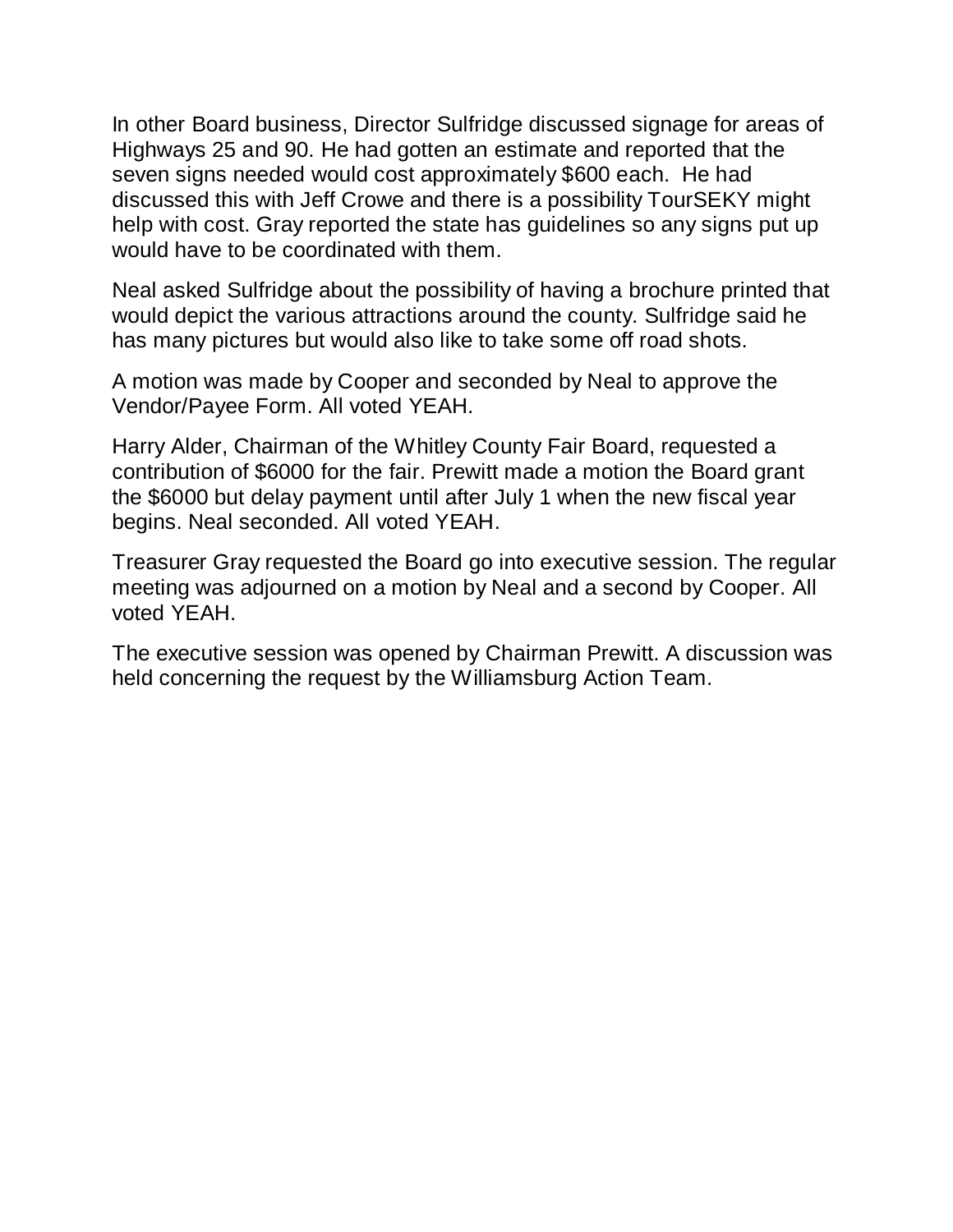In other Board business, Director Sulfridge discussed signage for areas of Highways 25 and 90. He had gotten an estimate and reported that the seven signs needed would cost approximately $600 each. He had discussed this with Jeff Crowe and there is a possibility TourSEKY might help with cost. Gray reported the state has guidelines so any signs put up would have to be coordinated with them.

Neal asked Sulfridge about the possibility of having a brochure printed that would depict the various attractions around the county. Sulfridge said he has many pictures but would also like to take some off road shots.

A motion was made by Cooper and seconded by Neal to approve the Vendor/Payee Form. All voted YEAH.

Harry Alder, Chairman of the Whitley County Fair Board, requested a contribution of $6000 for the fair. Prewitt made a motion the Board grant the $6000 but delay payment until after July 1 when the new fiscal year begins. Neal seconded. All voted YEAH.

Treasurer Gray requested the Board go into executive session. The regular meeting was adjourned on a motion by Neal and a second by Cooper. All voted YEAH.

The executive session was opened by Chairman Prewitt. A discussion was held concerning the request by the Williamsburg Action Team.